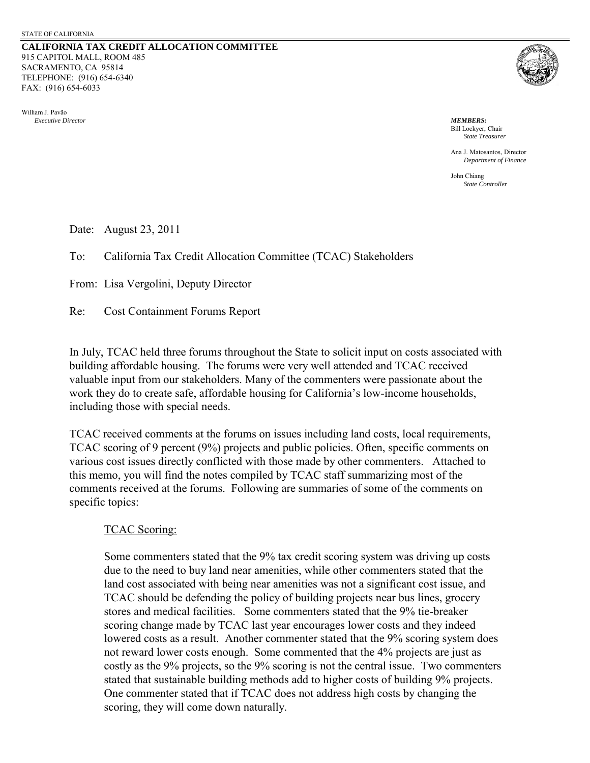STATE OF CALIFORNIA

**CALIFORNIA TAX CREDIT ALLOCATION COMMITTEE**
915 CAPITOL MALL, ROOM 485
SACRAMENTO, CA 95814
TELEPHONE: (916) 654-6340
FAX: (916) 654-6033

William J. Pavão
*Executive Director*

***MEMBERS:***
Bill Lockyer, Chair
*State Treasurer*

Ana J. Matosantos, Director
*Department of Finance*

John Chiang
*State Controller*

Date: August 23, 2011

To: California Tax Credit Allocation Committee (TCAC) Stakeholders

From: Lisa Vergolini, Deputy Director

Re: Cost Containment Forums Report

In July, TCAC held three forums throughout the State to solicit input on costs associated with building affordable housing. The forums were very well attended and TCAC received valuable input from our stakeholders. Many of the commenters were passionate about the work they do to create safe, affordable housing for California's low-income households, including those with special needs.

TCAC received comments at the forums on issues including land costs, local requirements, TCAC scoring of 9 percent (9%) projects and public policies. Often, specific comments on various cost issues directly conflicted with those made by other commenters. Attached to this memo, you will find the notes compiled by TCAC staff summarizing most of the comments received at the forums. Following are summaries of some of the comments on specific topics:

TCAC Scoring:

Some commenters stated that the 9% tax credit scoring system was driving up costs due to the need to buy land near amenities, while other commenters stated that the land cost associated with being near amenities was not a significant cost issue, and TCAC should be defending the policy of building projects near bus lines, grocery stores and medical facilities. Some commenters stated that the 9% tie-breaker scoring change made by TCAC last year encourages lower costs and they indeed lowered costs as a result. Another commenter stated that the 9% scoring system does not reward lower costs enough. Some commented that the 4% projects are just as costly as the 9% projects, so the 9% scoring is not the central issue. Two commenters stated that sustainable building methods add to higher costs of building 9% projects. One commenter stated that if TCAC does not address high costs by changing the scoring, they will come down naturally.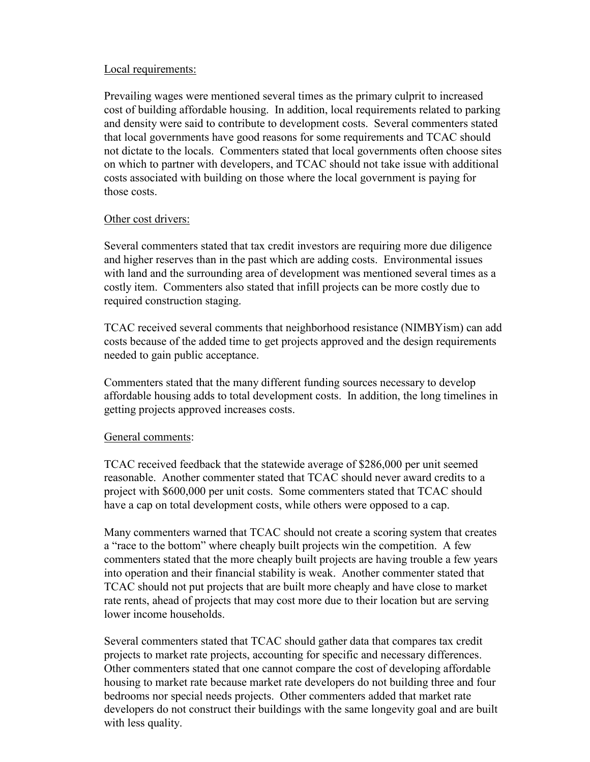Local requirements:

Prevailing wages were mentioned several times as the primary culprit to increased cost of building affordable housing. In addition, local requirements related to parking and density were said to contribute to development costs. Several commenters stated that local governments have good reasons for some requirements and TCAC should not dictate to the locals. Commenters stated that local governments often choose sites on which to partner with developers, and TCAC should not take issue with additional costs associated with building on those where the local government is paying for those costs.

Other cost drivers:

Several commenters stated that tax credit investors are requiring more due diligence and higher reserves than in the past which are adding costs. Environmental issues with land and the surrounding area of development was mentioned several times as a costly item. Commenters also stated that infill projects can be more costly due to required construction staging.

TCAC received several comments that neighborhood resistance (NIMBYism) can add costs because of the added time to get projects approved and the design requirements needed to gain public acceptance.

Commenters stated that the many different funding sources necessary to develop affordable housing adds to total development costs. In addition, the long timelines in getting projects approved increases costs.

General comments:

TCAC received feedback that the statewide average of $286,000 per unit seemed reasonable. Another commenter stated that TCAC should never award credits to a project with $600,000 per unit costs. Some commenters stated that TCAC should have a cap on total development costs, while others were opposed to a cap.

Many commenters warned that TCAC should not create a scoring system that creates a "race to the bottom" where cheaply built projects win the competition. A few commenters stated that the more cheaply built projects are having trouble a few years into operation and their financial stability is weak. Another commenter stated that TCAC should not put projects that are built more cheaply and have close to market rate rents, ahead of projects that may cost more due to their location but are serving lower income households.

Several commenters stated that TCAC should gather data that compares tax credit projects to market rate projects, accounting for specific and necessary differences. Other commenters stated that one cannot compare the cost of developing affordable housing to market rate because market rate developers do not building three and four bedrooms nor special needs projects. Other commenters added that market rate developers do not construct their buildings with the same longevity goal and are built with less quality.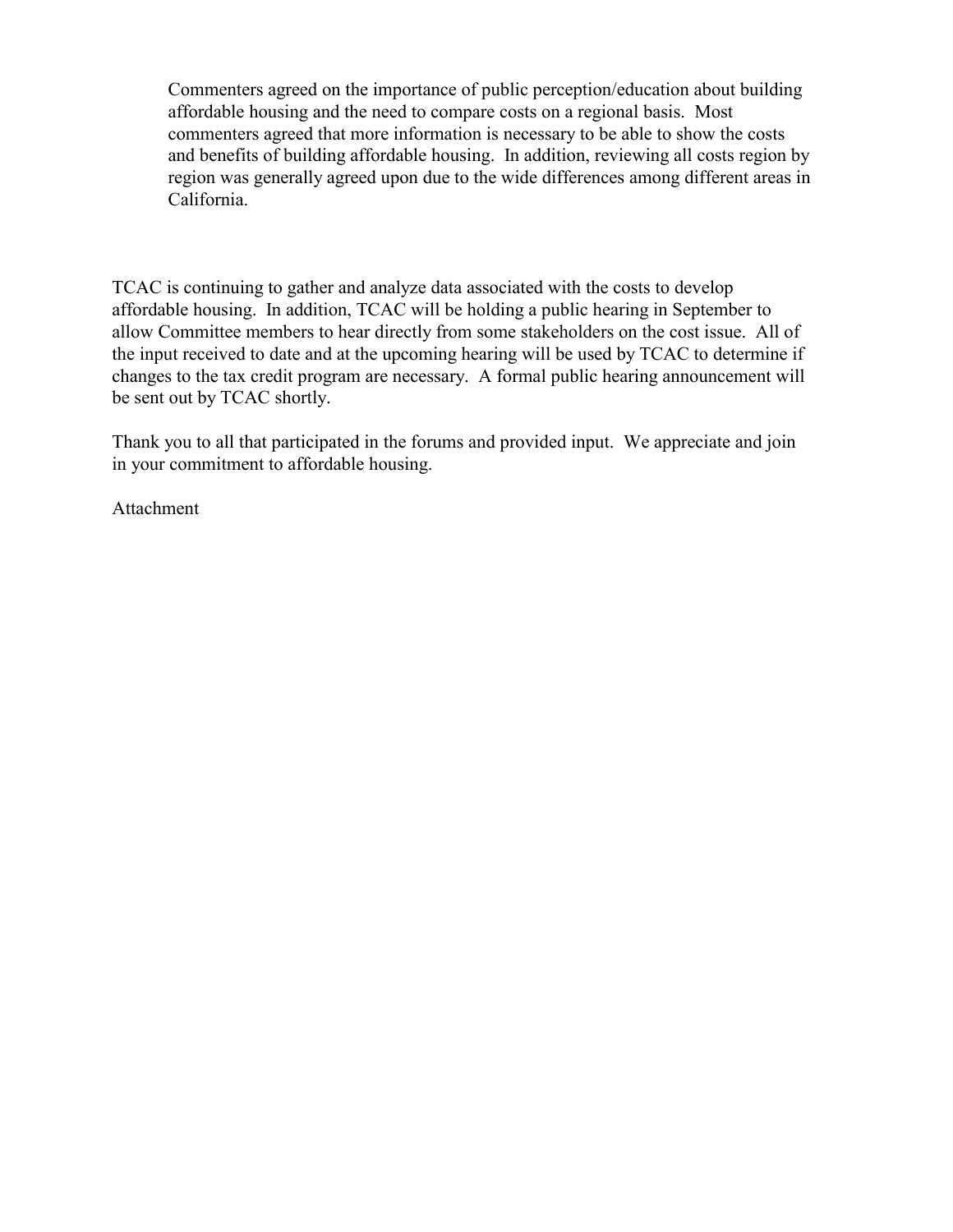Commenters agreed on the importance of public perception/education about building affordable housing and the need to compare costs on a regional basis. Most commenters agreed that more information is necessary to be able to show the costs and benefits of building affordable housing. In addition, reviewing all costs region by region was generally agreed upon due to the wide differences among different areas in California.

TCAC is continuing to gather and analyze data associated with the costs to develop affordable housing. In addition, TCAC will be holding a public hearing in September to allow Committee members to hear directly from some stakeholders on the cost issue. All of the input received to date and at the upcoming hearing will be used by TCAC to determine if changes to the tax credit program are necessary. A formal public hearing announcement will be sent out by TCAC shortly.

Thank you to all that participated in the forums and provided input. We appreciate and join in your commitment to affordable housing.

Attachment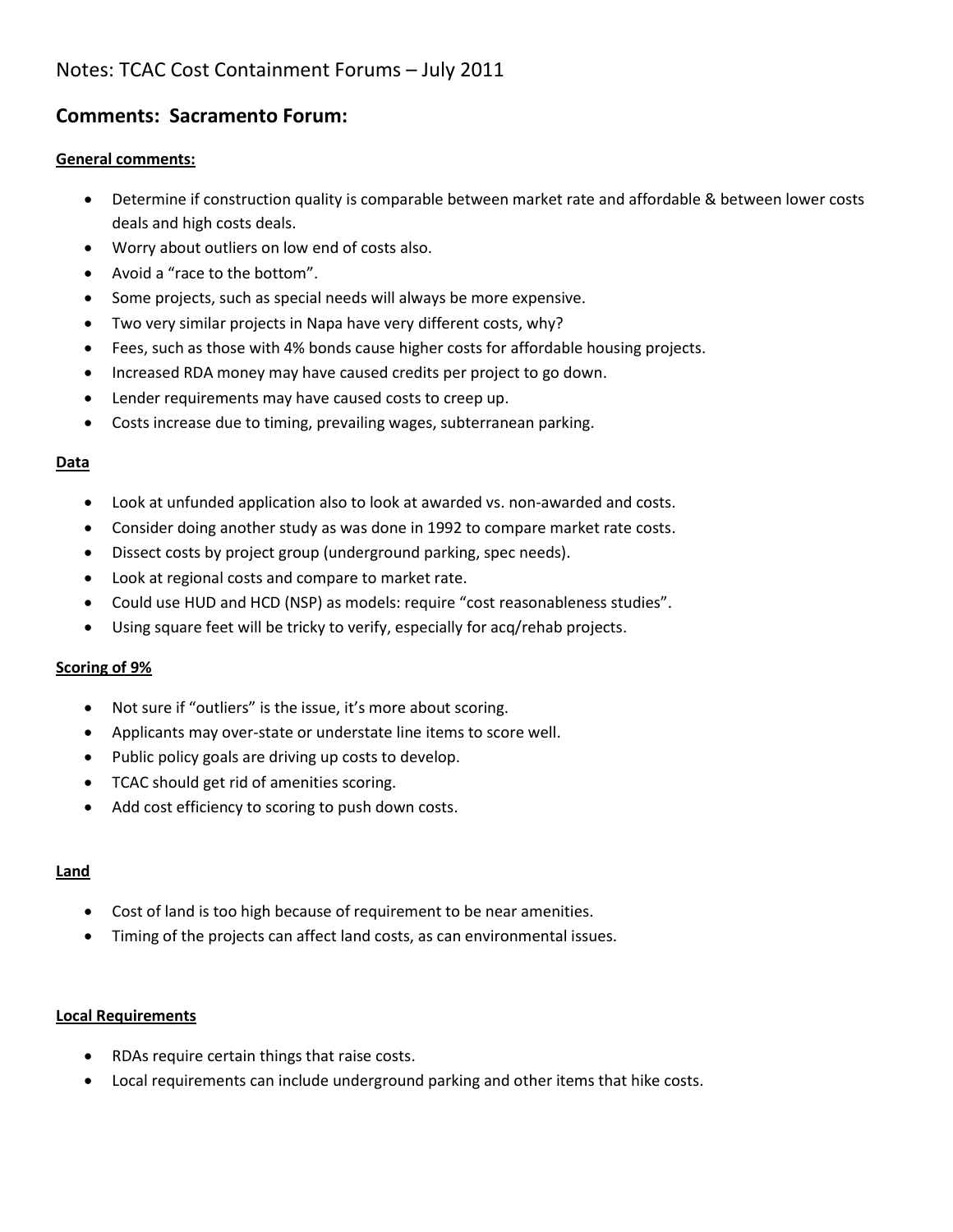Notes: TCAC Cost Containment Forums – July 2011

## Comments: Sacramento Forum:

**General comments:**

- Determine if construction quality is comparable between market rate and affordable & between lower costs deals and high costs deals.
- Worry about outliers on low end of costs also.
- Avoid a "race to the bottom".
- Some projects, such as special needs will always be more expensive.
- Two very similar projects in Napa have very different costs, why?
- Fees, such as those with 4% bonds cause higher costs for affordable housing projects.
- Increased RDA money may have caused credits per project to go down.
- Lender requirements may have caused costs to creep up.
- Costs increase due to timing, prevailing wages, subterranean parking.

**Data**

- Look at unfunded application also to look at awarded vs. non-awarded and costs.
- Consider doing another study as was done in 1992 to compare market rate costs.
- Dissect costs by project group (underground parking, spec needs).
- Look at regional costs and compare to market rate.
- Could use HUD and HCD (NSP) as models: require "cost reasonableness studies".
- Using square feet will be tricky to verify, especially for acq/rehab projects.

**Scoring of 9%**

- Not sure if "outliers" is the issue, it's more about scoring.
- Applicants may over-state or understate line items to score well.
- Public policy goals are driving up costs to develop.
- TCAC should get rid of amenities scoring.
- Add cost efficiency to scoring to push down costs.

**Land**

- Cost of land is too high because of requirement to be near amenities.
- Timing of the projects can affect land costs, as can environmental issues.

**Local Requirements**

- RDAs require certain things that raise costs.
- Local requirements can include underground parking and other items that hike costs.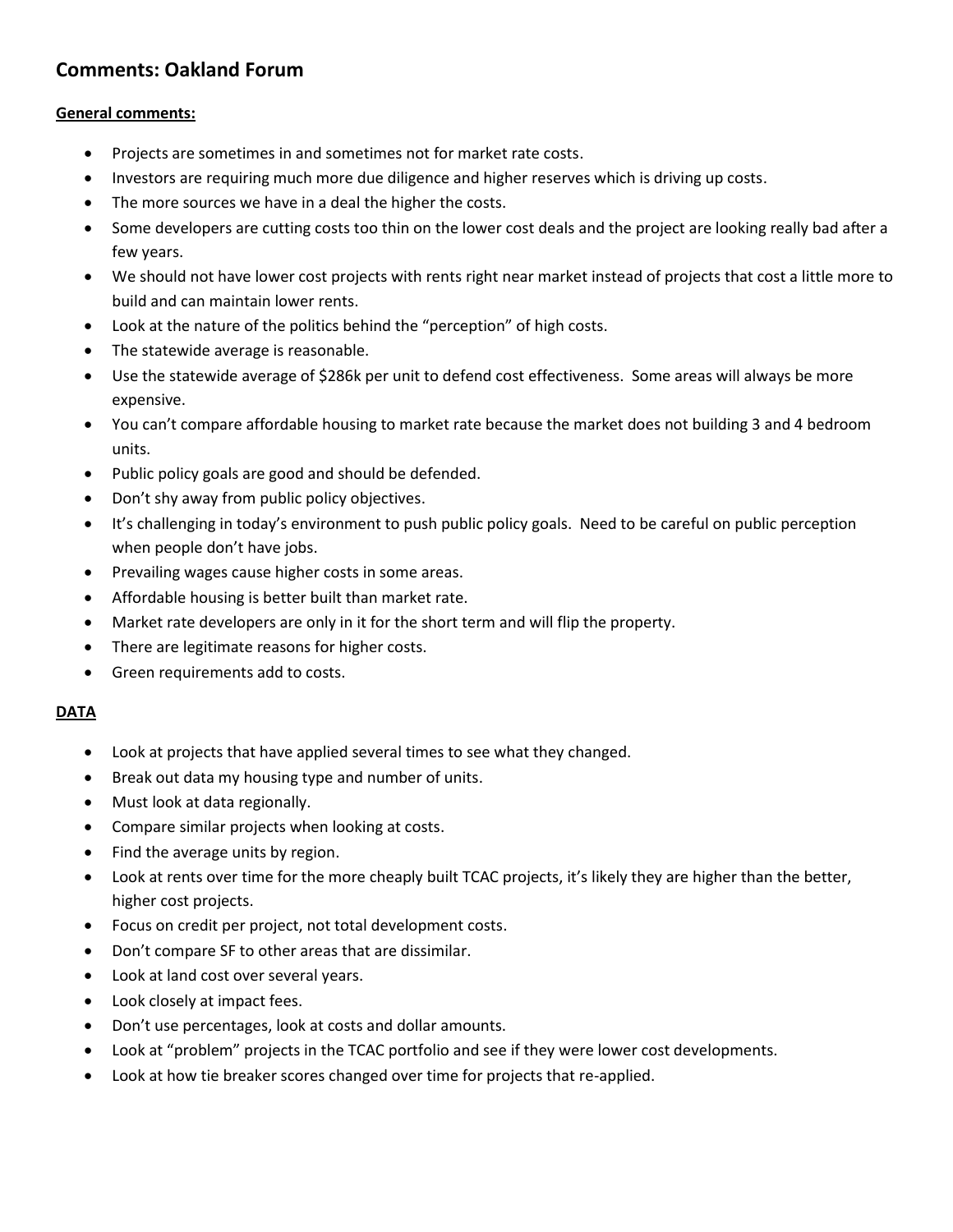## Comments: Oakland Forum

**General comments:**

- Projects are sometimes in and sometimes not for market rate costs.
- Investors are requiring much more due diligence and higher reserves which is driving up costs.
- The more sources we have in a deal the higher the costs.
- Some developers are cutting costs too thin on the lower cost deals and the project are looking really bad after a few years.
- We should not have lower cost projects with rents right near market instead of projects that cost a little more to build and can maintain lower rents.
- Look at the nature of the politics behind the "perception" of high costs.
- The statewide average is reasonable.
- Use the statewide average of $286k per unit to defend cost effectiveness. Some areas will always be more expensive.
- You can't compare affordable housing to market rate because the market does not building 3 and 4 bedroom units.
- Public policy goals are good and should be defended.
- Don't shy away from public policy objectives.
- It's challenging in today's environment to push public policy goals. Need to be careful on public perception when people don't have jobs.
- Prevailing wages cause higher costs in some areas.
- Affordable housing is better built than market rate.
- Market rate developers are only in it for the short term and will flip the property.
- There are legitimate reasons for higher costs.
- Green requirements add to costs.

**DATA**

- Look at projects that have applied several times to see what they changed.
- Break out data my housing type and number of units.
- Must look at data regionally.
- Compare similar projects when looking at costs.
- Find the average units by region.
- Look at rents over time for the more cheaply built TCAC projects, it's likely they are higher than the better, higher cost projects.
- Focus on credit per project, not total development costs.
- Don't compare SF to other areas that are dissimilar.
- Look at land cost over several years.
- Look closely at impact fees.
- Don't use percentages, look at costs and dollar amounts.
- Look at "problem" projects in the TCAC portfolio and see if they were lower cost developments.
- Look at how tie breaker scores changed over time for projects that re-applied.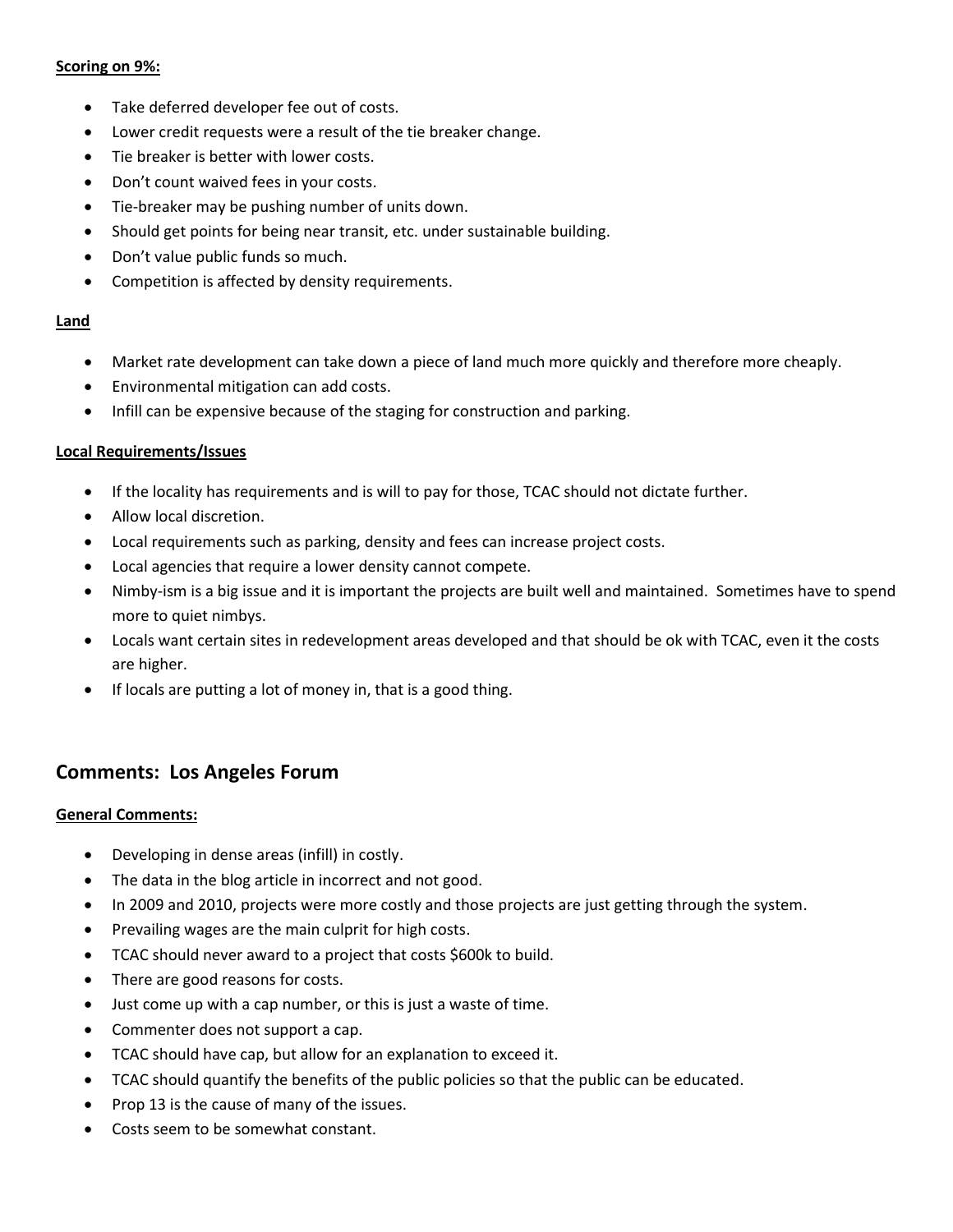**Scoring on 9%:**

- Take deferred developer fee out of costs.
- Lower credit requests were a result of the tie breaker change.
- Tie breaker is better with lower costs.
- Don't count waived fees in your costs.
- Tie-breaker may be pushing number of units down.
- Should get points for being near transit, etc. under sustainable building.
- Don't value public funds so much.
- Competition is affected by density requirements.

**Land**

- Market rate development can take down a piece of land much more quickly and therefore more cheaply.
- Environmental mitigation can add costs.
- Infill can be expensive because of the staging for construction and parking.

**Local Requirements/Issues**

- If the locality has requirements and is will to pay for those, TCAC should not dictate further.
- Allow local discretion.
- Local requirements such as parking, density and fees can increase project costs.
- Local agencies that require a lower density cannot compete.
- Nimby-ism is a big issue and it is important the projects are built well and maintained. Sometimes have to spend more to quiet nimbys.
- Locals want certain sites in redevelopment areas developed and that should be ok with TCAC, even it the costs are higher.
- If locals are putting a lot of money in, that is a good thing.

## Comments: Los Angeles Forum

**General Comments:**

- Developing in dense areas (infill) in costly.
- The data in the blog article in incorrect and not good.
- In 2009 and 2010, projects were more costly and those projects are just getting through the system.
- Prevailing wages are the main culprit for high costs.
- TCAC should never award to a project that costs $600k to build.
- There are good reasons for costs.
- Just come up with a cap number, or this is just a waste of time.
- Commenter does not support a cap.
- TCAC should have cap, but allow for an explanation to exceed it.
- TCAC should quantify the benefits of the public policies so that the public can be educated.
- Prop 13 is the cause of many of the issues.
- Costs seem to be somewhat constant.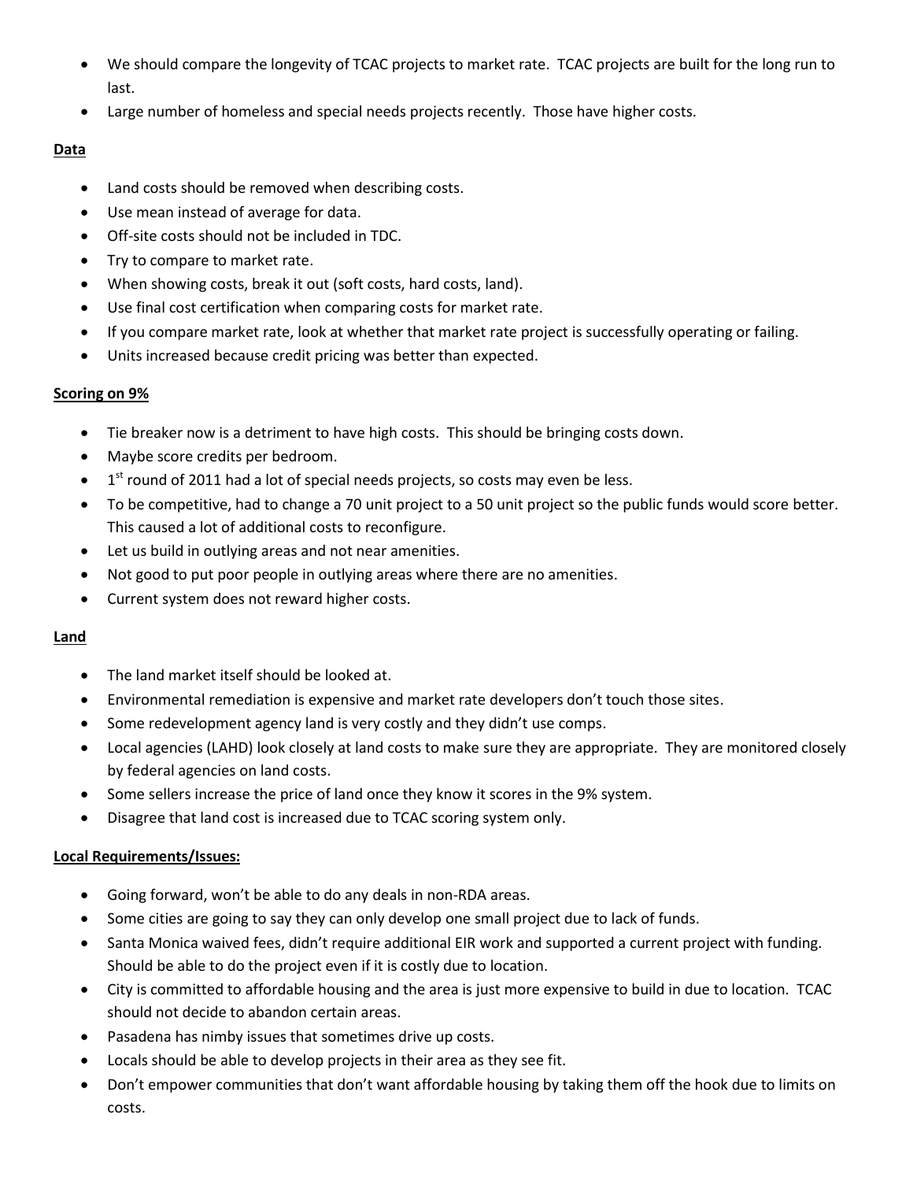- We should compare the longevity of TCAC projects to market rate. TCAC projects are built for the long run to last.
- Large number of homeless and special needs projects recently. Those have higher costs.

**Data**

- Land costs should be removed when describing costs.
- Use mean instead of average for data.
- Off-site costs should not be included in TDC.
- Try to compare to market rate.
- When showing costs, break it out (soft costs, hard costs, land).
- Use final cost certification when comparing costs for market rate.
- If you compare market rate, look at whether that market rate project is successfully operating or failing.
- Units increased because credit pricing was better than expected.

**Scoring on 9%**

- Tie breaker now is a detriment to have high costs. This should be bringing costs down.
- Maybe score credits per bedroom.
- 1st round of 2011 had a lot of special needs projects, so costs may even be less.
- To be competitive, had to change a 70 unit project to a 50 unit project so the public funds would score better. This caused a lot of additional costs to reconfigure.
- Let us build in outlying areas and not near amenities.
- Not good to put poor people in outlying areas where there are no amenities.
- Current system does not reward higher costs.

**Land**

- The land market itself should be looked at.
- Environmental remediation is expensive and market rate developers don't touch those sites.
- Some redevelopment agency land is very costly and they didn't use comps.
- Local agencies (LAHD) look closely at land costs to make sure they are appropriate. They are monitored closely by federal agencies on land costs.
- Some sellers increase the price of land once they know it scores in the 9% system.
- Disagree that land cost is increased due to TCAC scoring system only.

**Local Requirements/Issues:**

- Going forward, won't be able to do any deals in non-RDA areas.
- Some cities are going to say they can only develop one small project due to lack of funds.
- Santa Monica waived fees, didn't require additional EIR work and supported a current project with funding. Should be able to do the project even if it is costly due to location.
- City is committed to affordable housing and the area is just more expensive to build in due to location. TCAC should not decide to abandon certain areas.
- Pasadena has nimby issues that sometimes drive up costs.
- Locals should be able to develop projects in their area as they see fit.
- Don't empower communities that don't want affordable housing by taking them off the hook due to limits on costs.